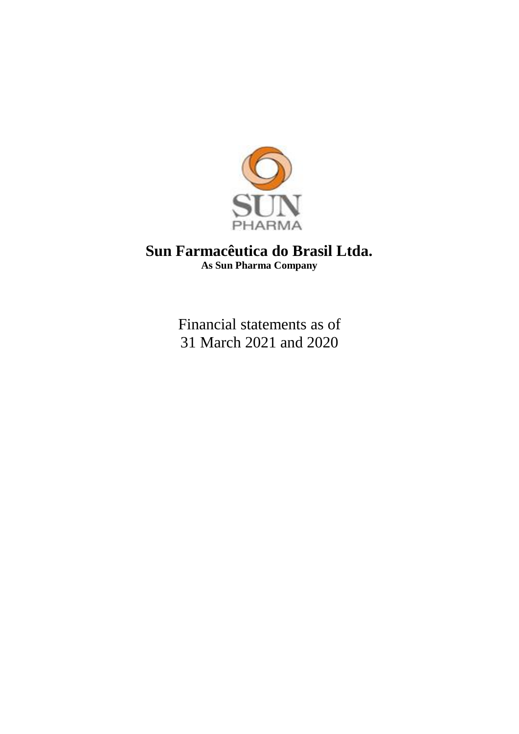SUN
PHARMA

# Sun Farmacêutica do Brasil Ltda.

**As Sun Pharma Company**

Financial statements as of
31 March 2021 and 2020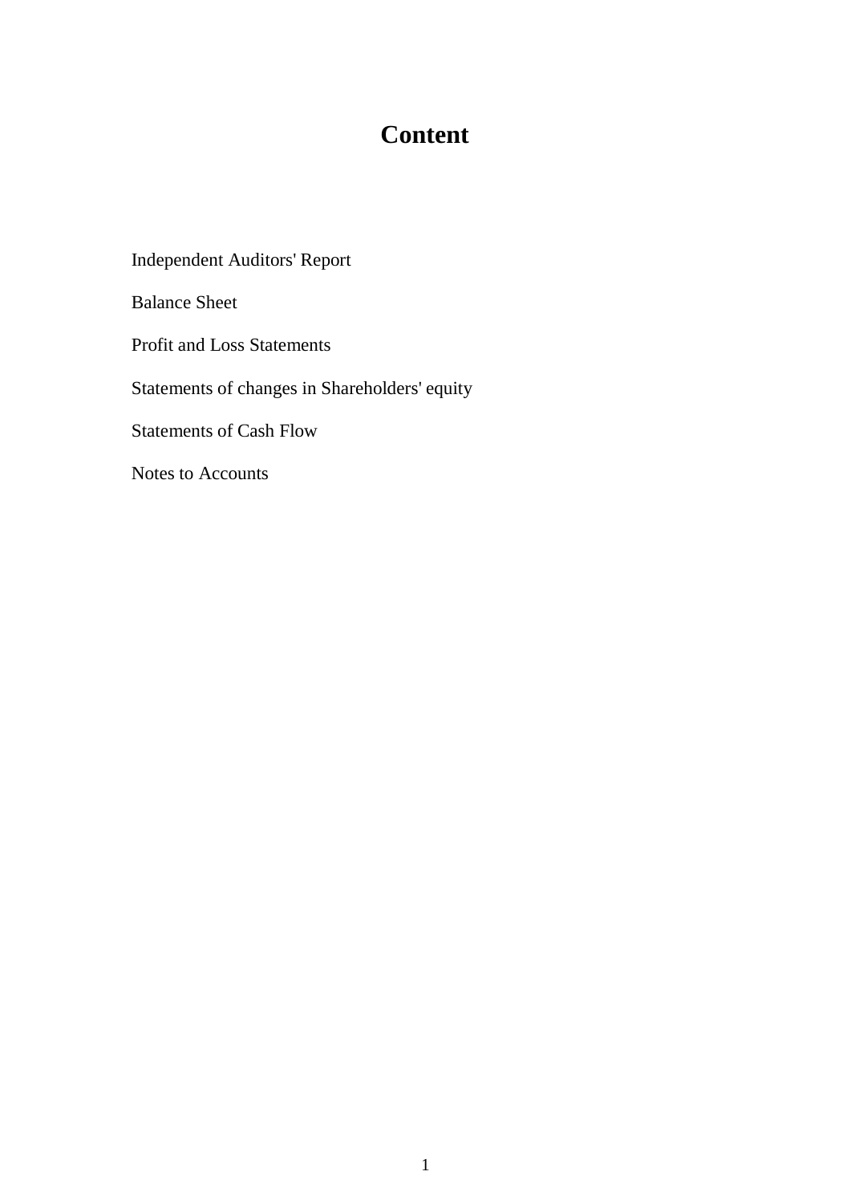# Content

Independent Auditors' Report

Balance Sheet

Profit and Loss Statements

Statements of changes in Shareholders' equity

Statements of Cash Flow

Notes to Accounts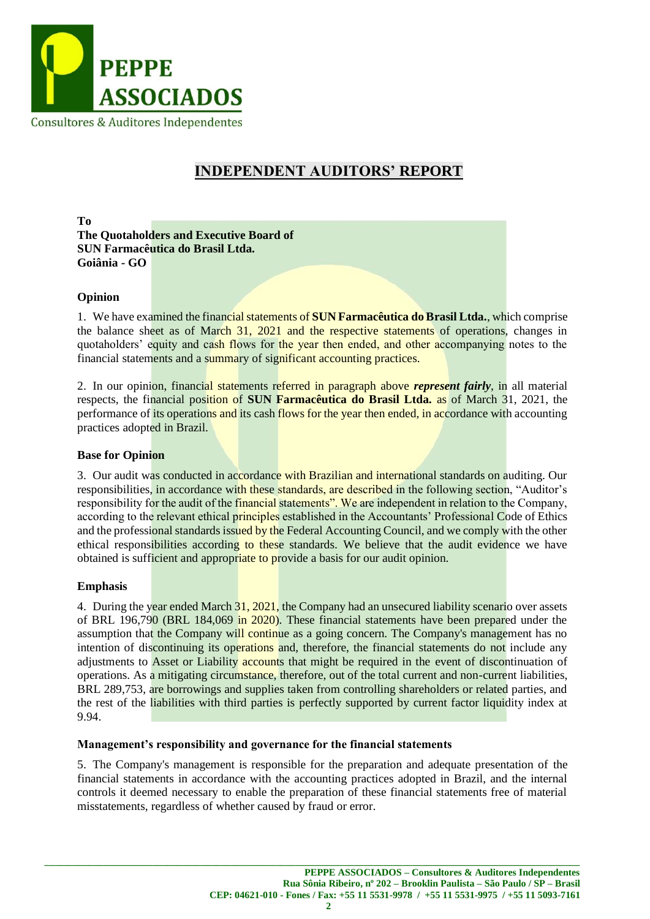# INDEPENDENT AUDITORS' REPORT

**To**
**The Quotaholders and Executive Board of**
**SUN Farmacêutica do Brasil Ltda.**
**Goiânia - GO**

## Opinion

1. We have examined the financial statements of **SUN Farmacêutica do Brasil Ltda.**, which comprise the balance sheet as of March 31, 2021 and the respective statements of operations, changes in quotaholders' equity and cash flows for the year then ended, and other accompanying notes to the financial statements and a summary of significant accounting practices.

2. In our opinion, financial statements referred in paragraph above ***represent fairly***, in all material respects, the financial position of **SUN Farmacêutica do Brasil Ltda.** as of March 31, 2021, the performance of its operations and its cash flows for the year then ended, in accordance with accounting practices adopted in Brazil.

## Base for Opinion

3. Our audit was conducted in accordance with Brazilian and international standards on auditing. Our responsibilities, in accordance with these standards, are described in the following section, "Auditor's responsibility for the audit of the financial statements". We are independent in relation to the Company, according to the relevant ethical principles established in the Accountants' Professional Code of Ethics and the professional standards issued by the Federal Accounting Council, and we comply with the other ethical responsibilities according to these standards. We believe that the audit evidence we have obtained is sufficient and appropriate to provide a basis for our audit opinion.

## Emphasis

4. During the year ended March 31, 2021, the Company had an unsecured liability scenario over assets of BRL 196,790 (BRL 184,069 in 2020). These financial statements have been prepared under the assumption that the Company will continue as a going concern. The Company's management has no intention of discontinuing its operations and, therefore, the financial statements do not include any adjustments to Asset or Liability accounts that might be required in the event of discontinuation of operations. As a mitigating circumstance, therefore, out of the total current and non-current liabilities, BRL 289,753, are borrowings and supplies taken from controlling shareholders or related parties, and the rest of the liabilities with third parties is perfectly supported by current factor liquidity index at 9.94.

## Management's responsibility and governance for the financial statements

5. The Company's management is responsible for the preparation and adequate presentation of the financial statements in accordance with the accounting practices adopted in Brazil, and the internal controls it deemed necessary to enable the preparation of these financial statements free of material misstatements, regardless of whether caused by fraud or error.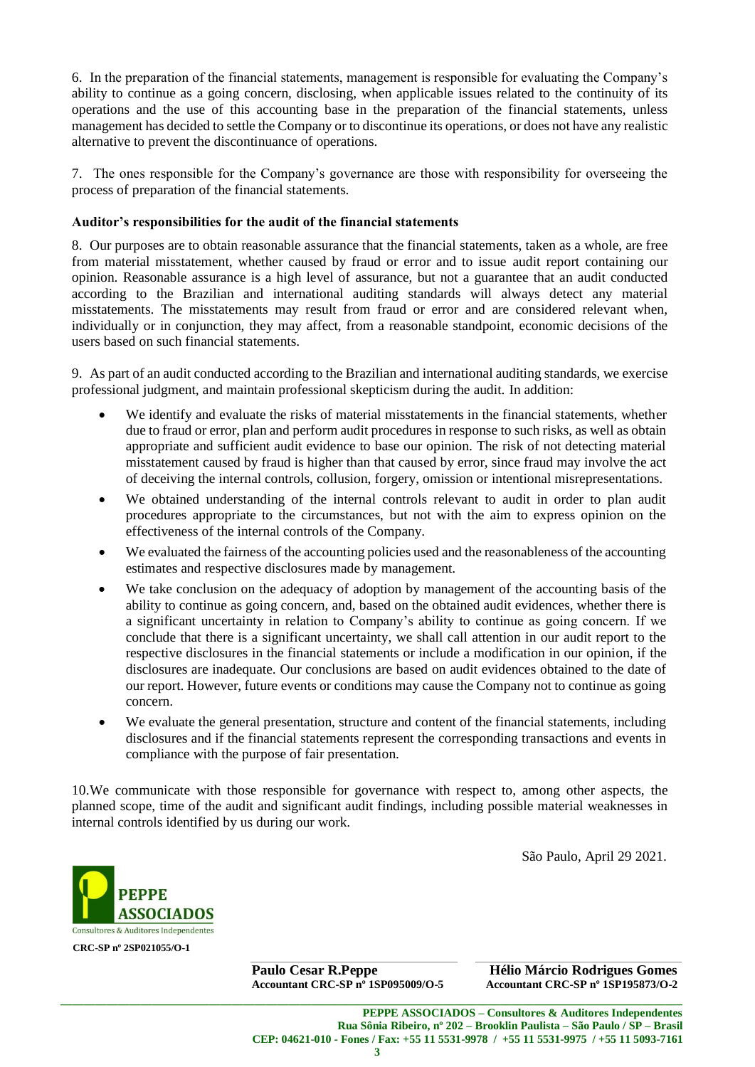6. In the preparation of the financial statements, management is responsible for evaluating the Company's ability to continue as a going concern, disclosing, when applicable issues related to the continuity of its operations and the use of this accounting base in the preparation of the financial statements, unless management has decided to settle the Company or to discontinue its operations, or does not have any realistic alternative to prevent the discontinuance of operations.

7. The ones responsible for the Company's governance are those with responsibility for overseeing the process of preparation of the financial statements.

**Auditor's responsibilities for the audit of the financial statements**

8. Our purposes are to obtain reasonable assurance that the financial statements, taken as a whole, are free from material misstatement, whether caused by fraud or error and to issue audit report containing our opinion. Reasonable assurance is a high level of assurance, but not a guarantee that an audit conducted according to the Brazilian and international auditing standards will always detect any material misstatements. The misstatements may result from fraud or error and are considered relevant when, individually or in conjunction, they may affect, from a reasonable standpoint, economic decisions of the users based on such financial statements.

9. As part of an audit conducted according to the Brazilian and international auditing standards, we exercise professional judgment, and maintain professional skepticism during the audit. In addition:

- We identify and evaluate the risks of material misstatements in the financial statements, whether due to fraud or error, plan and perform audit procedures in response to such risks, as well as obtain appropriate and sufficient audit evidence to base our opinion. The risk of not detecting material misstatement caused by fraud is higher than that caused by error, since fraud may involve the act of deceiving the internal controls, collusion, forgery, omission or intentional misrepresentations.
- We obtained understanding of the internal controls relevant to audit in order to plan audit procedures appropriate to the circumstances, but not with the aim to express opinion on the effectiveness of the internal controls of the Company.
- We evaluated the fairness of the accounting policies used and the reasonableness of the accounting estimates and respective disclosures made by management.
- We take conclusion on the adequacy of adoption by management of the accounting basis of the ability to continue as going concern, and, based on the obtained audit evidences, whether there is a significant uncertainty in relation to Company's ability to continue as going concern. If we conclude that there is a significant uncertainty, we shall call attention in our audit report to the respective disclosures in the financial statements or include a modification in our opinion, if the disclosures are inadequate. Our conclusions are based on audit evidences obtained to the date of our report. However, future events or conditions may cause the Company not to continue as going concern.
- We evaluate the general presentation, structure and content of the financial statements, including disclosures and if the financial statements represent the corresponding transactions and events in compliance with the purpose of fair presentation.

10.We communicate with those responsible for governance with respect to, among other aspects, the planned scope, time of the audit and significant audit findings, including possible material weaknesses in internal controls identified by us during our work.

São Paulo, April 29 2021.

PEPPE ASSOCIADOS
Consultores & Auditores Independentes
**CRC-SP nº 2SP021055/O-1**

**Paulo Cesar R.Peppe**
**Accountant CRC-SP nº 1SP095009/O-5**

**Hélio Márcio Rodrigues Gomes**
**Accountant CRC-SP nº 1SP195873/O-2**

**PEPPE ASSOCIADOS – Consultores & Auditores Independentes**
**Rua Sônia Ribeiro, nº 202 – Brooklin Paulista – São Paulo / SP – Brasil**
**CEP: 04621-010 - Fones / Fax: +55 11 5531-9978 / +55 11 5531-9975 / +55 11 5093-7161**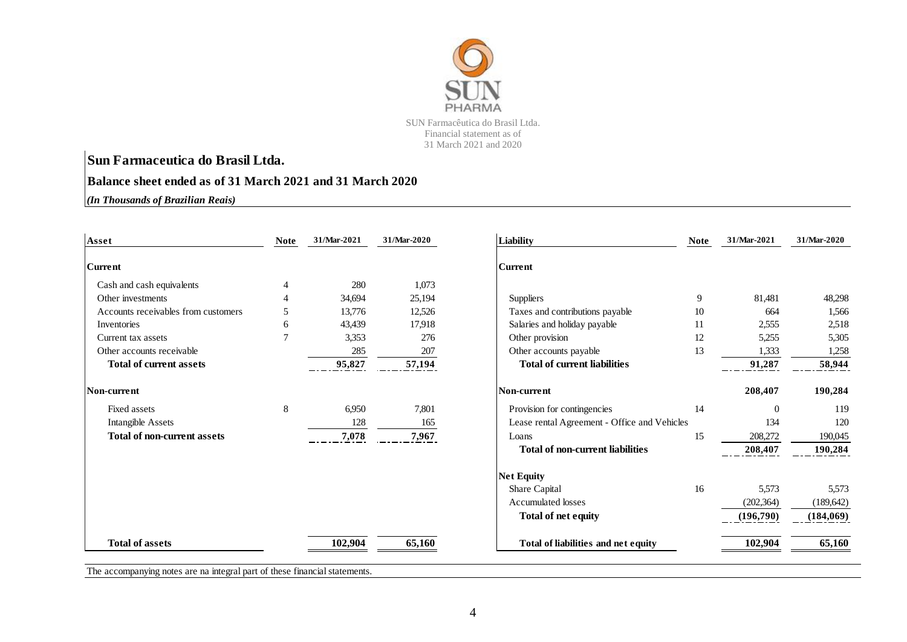SUN Farmacêutica do Brasil Ltda.
Financial statement as of
31 March 2021 and 2020

## Sun Farmaceutica do Brasil Ltda.

### Balance sheet ended as of 31 March 2021 and 31 March 2020

*(In Thousands of Brazilian Reais)*

| Asset | Note | 31/Mar-2021 | 31/Mar-2020 |
|---|---|---|---|
| **Current** | | | |
| Cash and cash equivalents | 4 | 280 | 1,073 |
| Other investments | 4 | 34,694 | 25,194 |
| Accounts receivables from customers | 5 | 13,776 | 12,526 |
| Inventories | 6 | 43,439 | 17,918 |
| Current tax assets | 7 | 3,353 | 276 |
| Other accounts receivable | | 285 | 207 |
| **Total of current assets** | | **95,827** | **57,194** |
| **Non-current** | | | |
| Fixed assets | 8 | 6,950 | 7,801 |
| Intangible Assets | | 128 | 165 |
| **Total of non-current assets** | | **7,078** | **7,967** |
| **Total of assets** | | **102,904** | **65,160** |

| Liability | Note | 31/Mar-2021 | 31/Mar-2020 |
|---|---|---|---|
| **Current** | | | |
| Suppliers | 9 | 81,481 | 48,298 |
| Taxes and contributions payable | 10 | 664 | 1,566 |
| Salaries and holiday payable | 11 | 2,555 | 2,518 |
| Other provision | 12 | 5,255 | 5,305 |
| Other accounts payable | 13 | 1,333 | 1,258 |
| **Total of current liabilities** | | **91,287** | **58,944** |
| **Non-current** | | **208,407** | **190,284** |
| Provision for contingencies | 14 | 0 | 119 |
| Lease rental Agreement - Office and Vehicles | | 134 | 120 |
| Loans | 15 | 208,272 | 190,045 |
| **Total of non-current liabilities** | | **208,407** | **190,284** |
| **Net Equity** | | | |
| Share Capital | 16 | 5,573 | 5,573 |
| Accumulated losses | | (202,364) | (189,642) |
| **Total of net equity** | | **(196,790)** | **(184,069)** |
| **Total of liabilities and net equity** | | **102,904** | **65,160** |

The accompanying notes are na integral part of these financial statements.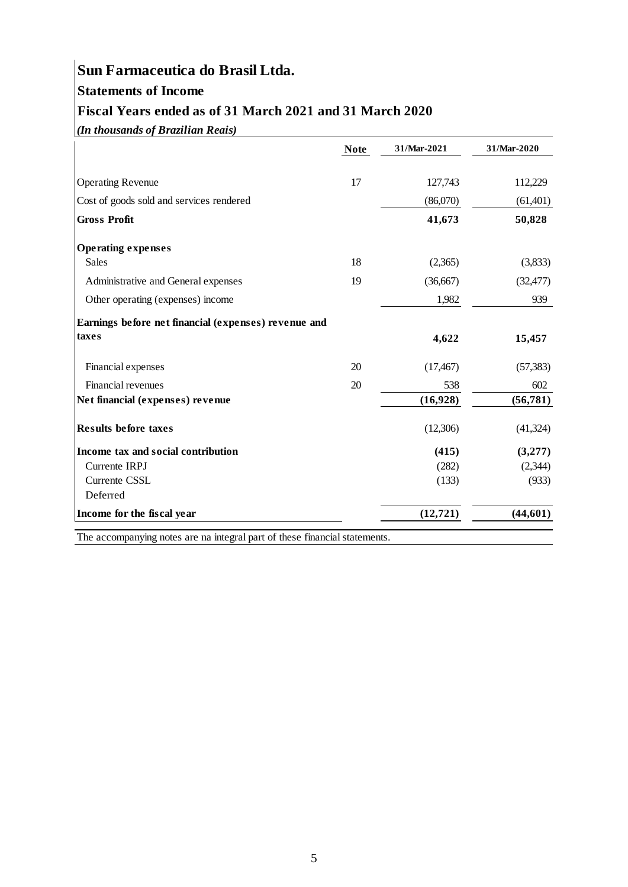# Sun Farmaceutica do Brasil Ltda.

## Statements of Income

## Fiscal Years ended as of 31 March 2021 and 31 March 2020

***(In thousands of Brazilian Reais)***

| | Note | 31/Mar-2021 | 31/Mar-2020 |
|---|---|---|---|
| Operating Revenue | 17 | 127,743 | 112,229 |
| Cost of goods sold and services rendered | | (86,070) | (61,401) |
| **Gross Profit** | | **41,673** | **50,828** |
| **Operating expenses** | | | |
| Sales | 18 | (2,365) | (3,833) |
| Administrative and General expenses | 19 | (36,667) | (32,477) |
| Other operating (expenses) income | | 1,982 | 939 |
| **Earnings before net financial (expenses) revenue and taxes** | | **4,622** | **15,457** |
| Financial expenses | 20 | (17,467) | (57,383) |
| Financial revenues | 20 | 538 | 602 |
| **Net financial (expenses) revenue** | | **(16,928)** | **(56,781)** |
| **Results before taxes** | | (12,306) | (41,324) |
| **Income tax and social contribution** | | **(415)** | **(3,277)** |
| Currente IRPJ | | (282) | (2,344) |
| Currente CSSL | | (133) | (933) |
| Deferred | | | |
| **Income for the fiscal year** | | **(12,721)** | **(44,601)** |

The accompanying notes are na integral part of these financial statements.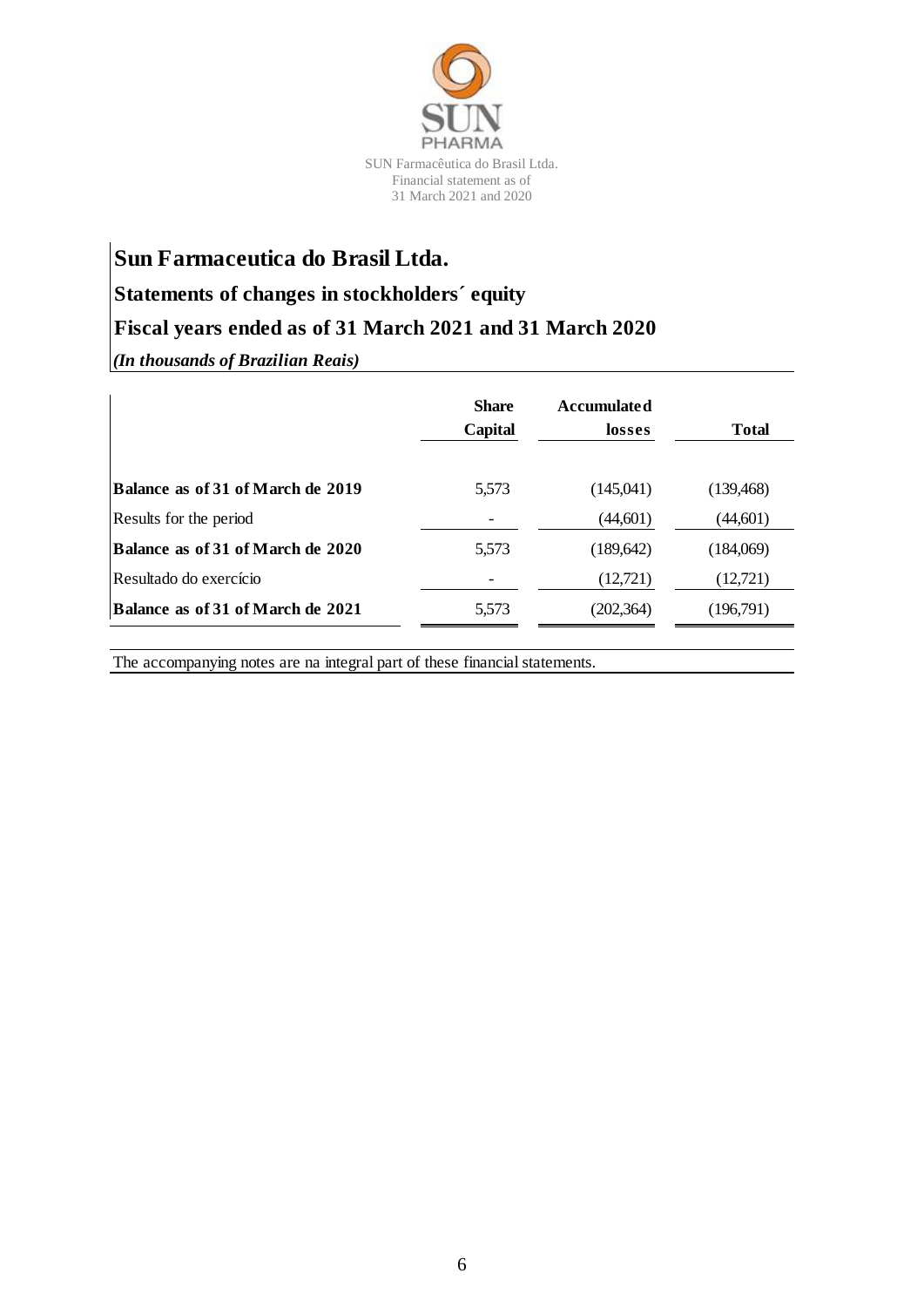# Sun Farmaceutica do Brasil Ltda.

## Statements of changes in stockholders´ equity

## Fiscal years ended as of 31 March 2021 and 31 March 2020

*(In thousands of Brazilian Reais)*

| | Share Capital | Accumulated losses | Total |
|---|---|---|---|
| **Balance as of 31 of March de 2019** | 5,573 | (145,041) | (139,468) |
| Results for the period | - | (44,601) | (44,601) |
| **Balance as of 31 of March de 2020** | 5,573 | (189,642) | (184,069) |
| Resultado do exercício | - | (12,721) | (12,721) |
| **Balance as of 31 of March de 2021** | 5,573 | (202,364) | (196,791) |

The accompanying notes are na integral part of these financial statements.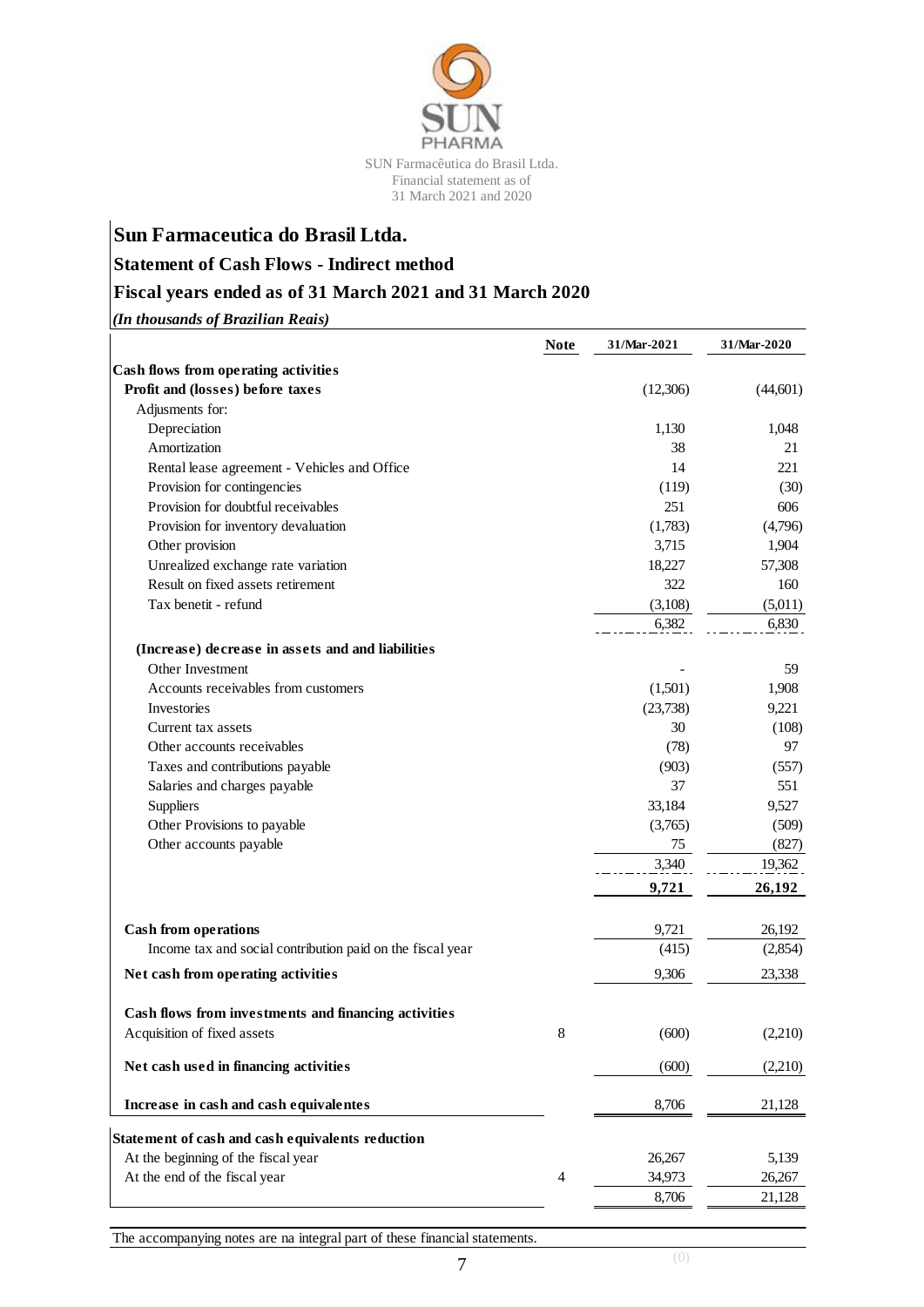# Sun Farmaceutica do Brasil Ltda.

## Statement of Cash Flows - Indirect method

## Fiscal years ended as of 31 March 2021 and 31 March 2020

*(In thousands of Brazilian Reais)*

| | Note | 31/Mar-2021 | 31/Mar-2020 |
|---|---|---|---|
| **Cash flows from operating activities** | | | |
| **Profit and (losses) before taxes** | | (12,306) | (44,601) |
| Adjusments for: | | | |
| Depreciation | | 1,130 | 1,048 |
| Amortization | | 38 | 21 |
| Rental lease agreement - Vehicles and Office | | 14 | 221 |
| Provision for contingencies | | (119) | (30) |
| Provision for doubtful receivables | | 251 | 606 |
| Provision for inventory devaluation | | (1,783) | (4,796) |
| Other provision | | 3,715 | 1,904 |
| Unrealized exchange rate variation | | 18,227 | 57,308 |
| Result on fixed assets retirement | | 322 | 160 |
| Tax benetit - refund | | (3,108) | (5,011) |
| | | 6,382 | 6,830 |
| **(Increase) decrease in assets and liabilities** | | | |
| Other Investment | | - | 59 |
| Accounts receivables from customers | | (1,501) | 1,908 |
| Investories | | (23,738) | 9,221 |
| Current tax assets | | 30 | (108) |
| Other accounts receivables | | (78) | 97 |
| Taxes and contributions payable | | (903) | (557) |
| Salaries and charges payable | | 37 | 551 |
| Suppliers | | 33,184 | 9,527 |
| Other Provisions to payable | | (3,765) | (509) |
| Other accounts payable | | 75 | (827) |
| | | 3,340 | 19,362 |
| | | **9,721** | **26,192** |
| **Cash from operations** | | 9,721 | 26,192 |
| Income tax and social contribution paid on the fiscal year | | (415) | (2,854) |
| **Net cash from operating activities** | | 9,306 | 23,338 |
| **Cash flows from investments and financing activities** | | | |
| Acquisition of fixed assets | 8 | (600) | (2,210) |
| **Net cash used in financing activities** | | (600) | (2,210) |
| **Increase in cash and cash equivalentes** | | 8,706 | 21,128 |
| **Statement of cash and cash equivalents reduction** | | | |
| At the beginning of the fiscal year | | 26,267 | 5,139 |
| At the end of the fiscal year | 4 | 34,973 | 26,267 |
| | | 8,706 | 21,128 |

The accompanying notes are na integral part of these financial statements.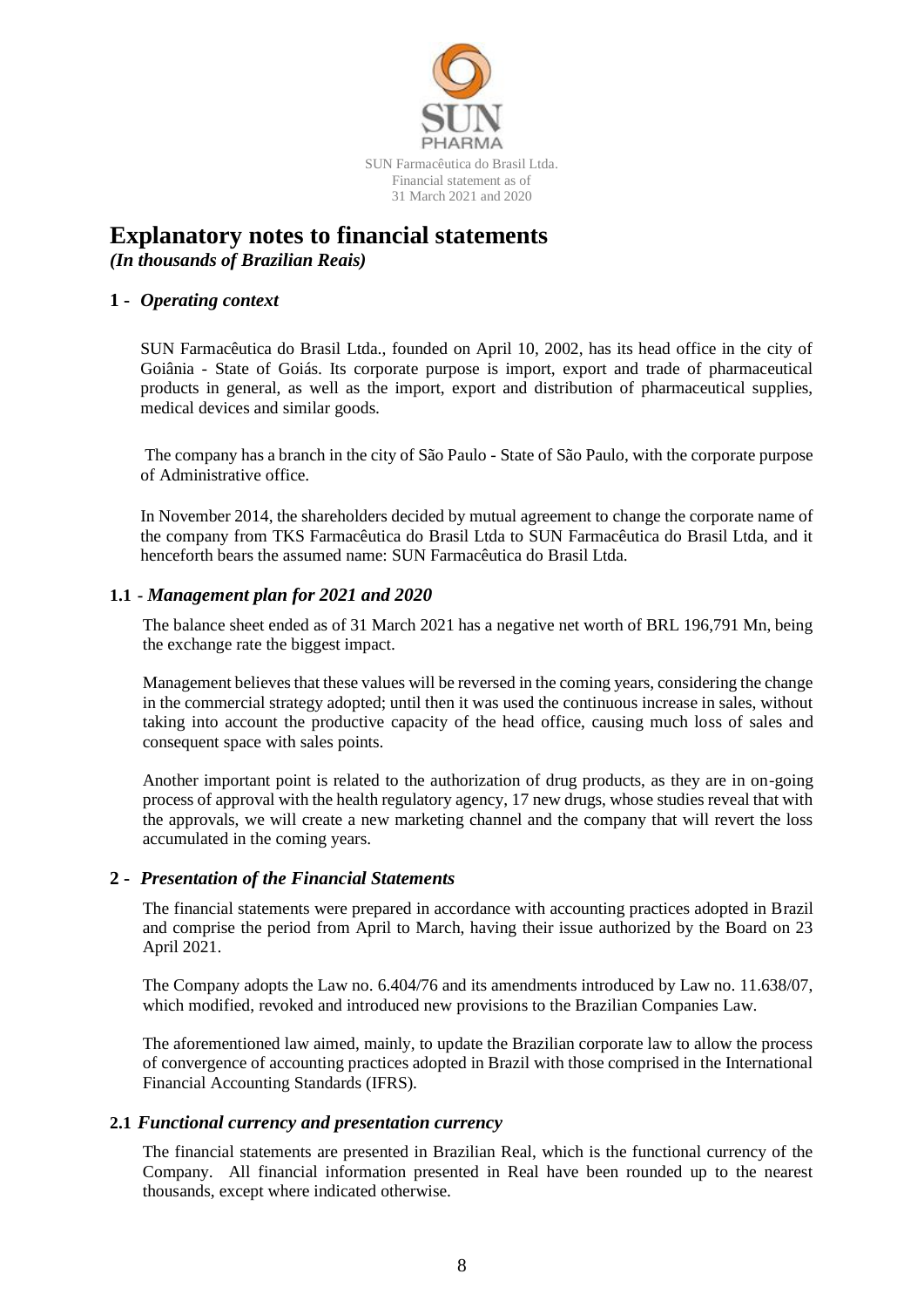# Explanatory notes to financial statements

*(In thousands of Brazilian Reais)*

## 1 - *Operating context*

SUN Farmacêutica do Brasil Ltda., founded on April 10, 2002, has its head office in the city of Goiânia - State of Goiás. Its corporate purpose is import, export and trade of pharmaceutical products in general, as well as the import, export and distribution of pharmaceutical supplies, medical devices and similar goods.

The company has a branch in the city of São Paulo - State of São Paulo, with the corporate purpose of Administrative office.

In November 2014, the shareholders decided by mutual agreement to change the corporate name of the company from TKS Farmacêutica do Brasil Ltda to SUN Farmacêutica do Brasil Ltda, and it henceforth bears the assumed name: SUN Farmacêutica do Brasil Ltda.

### 1.1 - *Management plan for 2021 and 2020*

The balance sheet ended as of 31 March 2021 has a negative net worth of BRL 196,791 Mn, being the exchange rate the biggest impact.

Management believes that these values will be reversed in the coming years, considering the change in the commercial strategy adopted; until then it was used the continuous increase in sales, without taking into account the productive capacity of the head office, causing much loss of sales and consequent space with sales points.

Another important point is related to the authorization of drug products, as they are in on-going process of approval with the health regulatory agency, 17 new drugs, whose studies reveal that with the approvals, we will create a new marketing channel and the company that will revert the loss accumulated in the coming years.

## 2 - *Presentation of the Financial Statements*

The financial statements were prepared in accordance with accounting practices adopted in Brazil and comprise the period from April to March, having their issue authorized by the Board on 23 April 2021.

The Company adopts the Law no. 6.404/76 and its amendments introduced by Law no. 11.638/07, which modified, revoked and introduced new provisions to the Brazilian Companies Law.

The aforementioned law aimed, mainly, to update the Brazilian corporate law to allow the process of convergence of accounting practices adopted in Brazil with those comprised in the International Financial Accounting Standards (IFRS).

### 2.1 *Functional currency and presentation currency*

The financial statements are presented in Brazilian Real, which is the functional currency of the Company. All financial information presented in Real have been rounded up to the nearest thousands, except where indicated otherwise.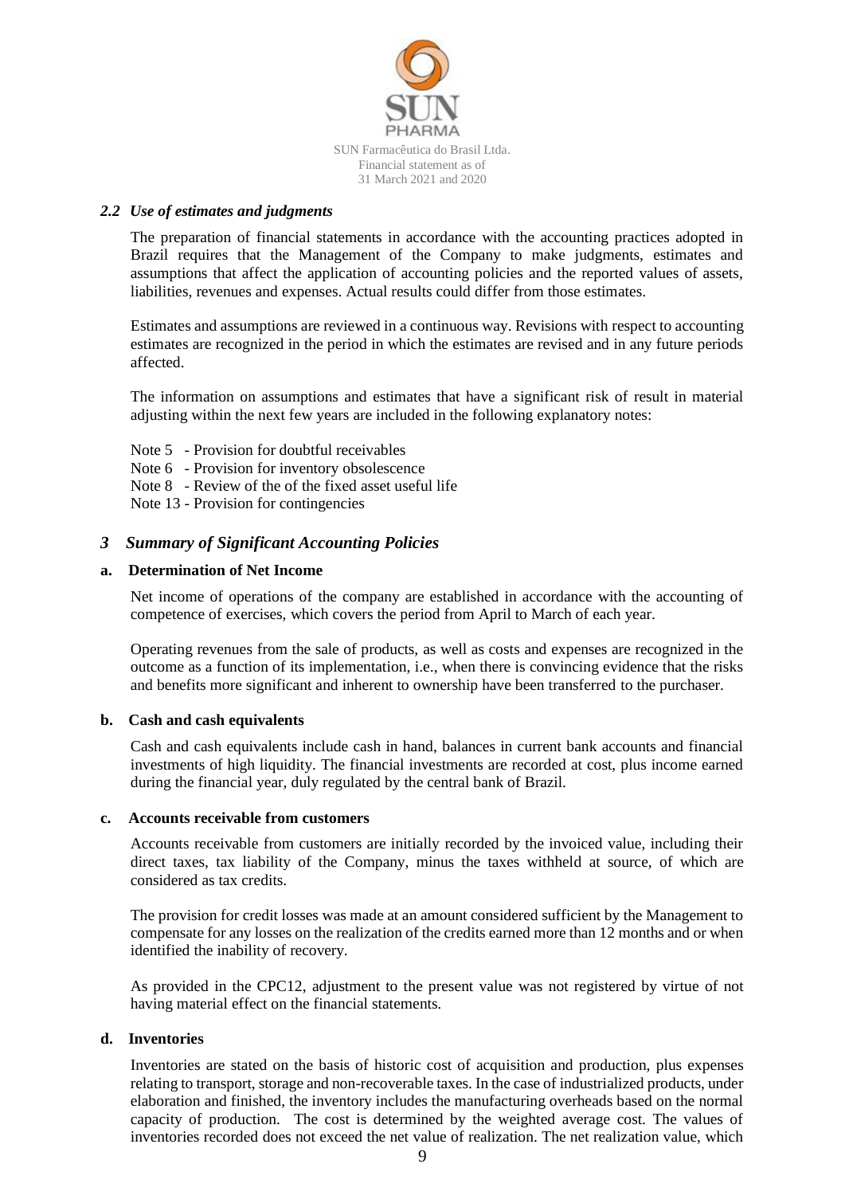### *2.2 Use of estimates and judgments*

The preparation of financial statements in accordance with the accounting practices adopted in Brazil requires that the Management of the Company to make judgments, estimates and assumptions that affect the application of accounting policies and the reported values of assets, liabilities, revenues and expenses. Actual results could differ from those estimates.

Estimates and assumptions are reviewed in a continuous way. Revisions with respect to accounting estimates are recognized in the period in which the estimates are revised and in any future periods affected.

The information on assumptions and estimates that have a significant risk of result in material adjusting within the next few years are included in the following explanatory notes:

Note 5 - Provision for doubtful receivables
Note 6 - Provision for inventory obsolescence
Note 8 - Review of the of the fixed asset useful life
Note 13 - Provision for contingencies

## *3 Summary of Significant Accounting Policies*

### a. Determination of Net Income

Net income of operations of the company are established in accordance with the accounting of competence of exercises, which covers the period from April to March of each year.

Operating revenues from the sale of products, as well as costs and expenses are recognized in the outcome as a function of its implementation, i.e., when there is convincing evidence that the risks and benefits more significant and inherent to ownership have been transferred to the purchaser.

### b. Cash and cash equivalents

Cash and cash equivalents include cash in hand, balances in current bank accounts and financial investments of high liquidity. The financial investments are recorded at cost, plus income earned during the financial year, duly regulated by the central bank of Brazil.

### c. Accounts receivable from customers

Accounts receivable from customers are initially recorded by the invoiced value, including their direct taxes, tax liability of the Company, minus the taxes withheld at source, of which are considered as tax credits.

The provision for credit losses was made at an amount considered sufficient by the Management to compensate for any losses on the realization of the credits earned more than 12 months and or when identified the inability of recovery.

As provided in the CPC12, adjustment to the present value was not registered by virtue of not having material effect on the financial statements.

### d. Inventories

Inventories are stated on the basis of historic cost of acquisition and production, plus expenses relating to transport, storage and non-recoverable taxes. In the case of industrialized products, under elaboration and finished, the inventory includes the manufacturing overheads based on the normal capacity of production. The cost is determined by the weighted average cost. The values of inventories recorded does not exceed the net value of realization. The net realization value, which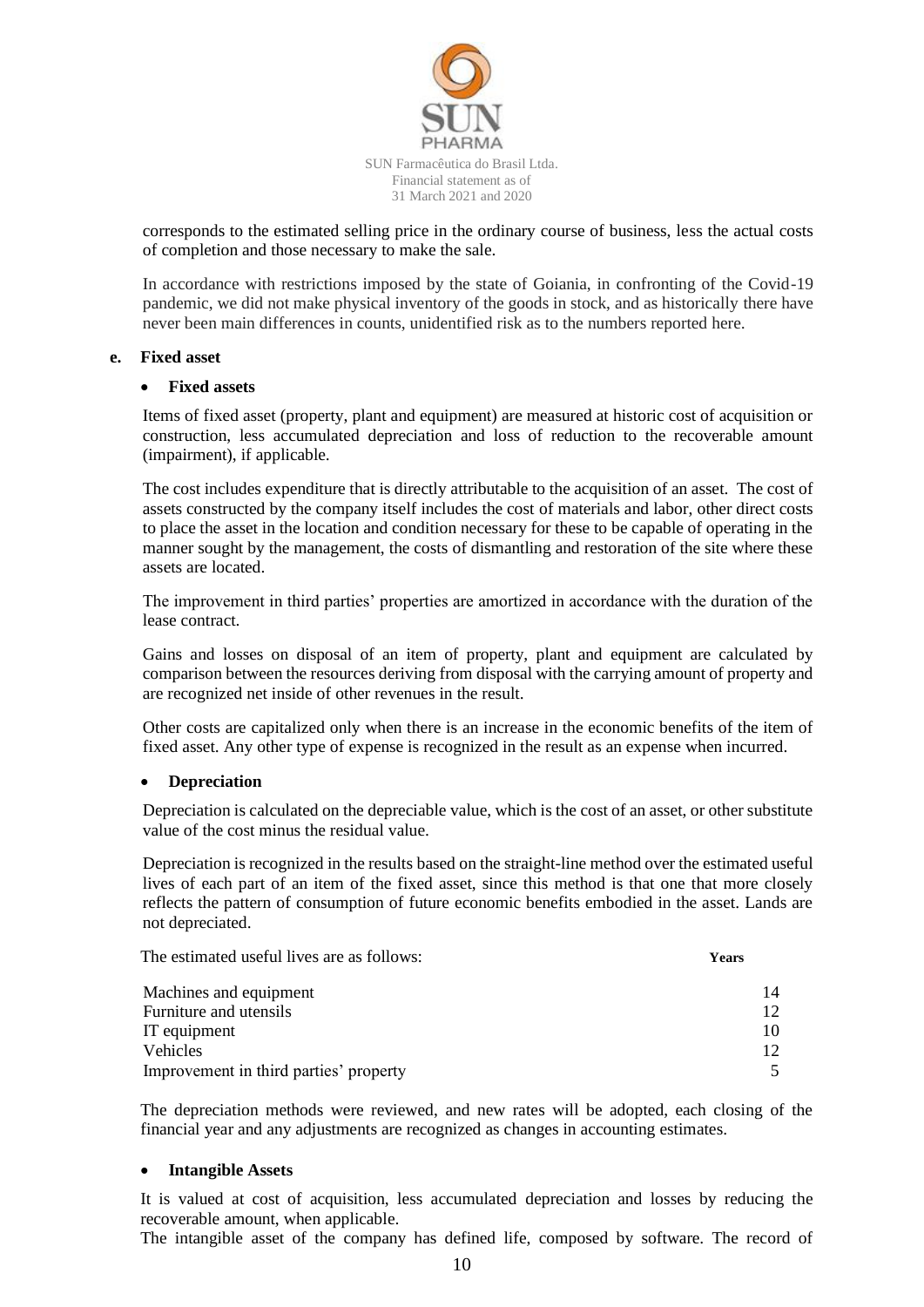corresponds to the estimated selling price in the ordinary course of business, less the actual costs of completion and those necessary to make the sale.

In accordance with restrictions imposed by the state of Goiania, in confronting of the Covid-19 pandemic, we did not make physical inventory of the goods in stock, and as historically there have never been main differences in counts, unidentified risk as to the numbers reported here.

**e. Fixed asset**

- **Fixed assets**

Items of fixed asset (property, plant and equipment) are measured at historic cost of acquisition or construction, less accumulated depreciation and loss of reduction to the recoverable amount (impairment), if applicable.

The cost includes expenditure that is directly attributable to the acquisition of an asset. The cost of assets constructed by the company itself includes the cost of materials and labor, other direct costs to place the asset in the location and condition necessary for these to be capable of operating in the manner sought by the management, the costs of dismantling and restoration of the site where these assets are located.

The improvement in third parties' properties are amortized in accordance with the duration of the lease contract.

Gains and losses on disposal of an item of property, plant and equipment are calculated by comparison between the resources deriving from disposal with the carrying amount of property and are recognized net inside of other revenues in the result.

Other costs are capitalized only when there is an increase in the economic benefits of the item of fixed asset. Any other type of expense is recognized in the result as an expense when incurred.

- **Depreciation**

Depreciation is calculated on the depreciable value, which is the cost of an asset, or other substitute value of the cost minus the residual value.

Depreciation is recognized in the results based on the straight-line method over the estimated useful lives of each part of an item of the fixed asset, since this method is that one that more closely reflects the pattern of consumption of future economic benefits embodied in the asset. Lands are not depreciated.

| The estimated useful lives are as follows: | **Years** |
|---|---|
| Machines and equipment | 14 |
| Furniture and utensils | 12 |
| IT equipment | 10 |
| Vehicles | 12 |
| Improvement in third parties' property | 5 |

The depreciation methods were reviewed, and new rates will be adopted, each closing of the financial year and any adjustments are recognized as changes in accounting estimates.

- **Intangible Assets**

It is valued at cost of acquisition, less accumulated depreciation and losses by reducing the recoverable amount, when applicable.

The intangible asset of the company has defined life, composed by software. The record of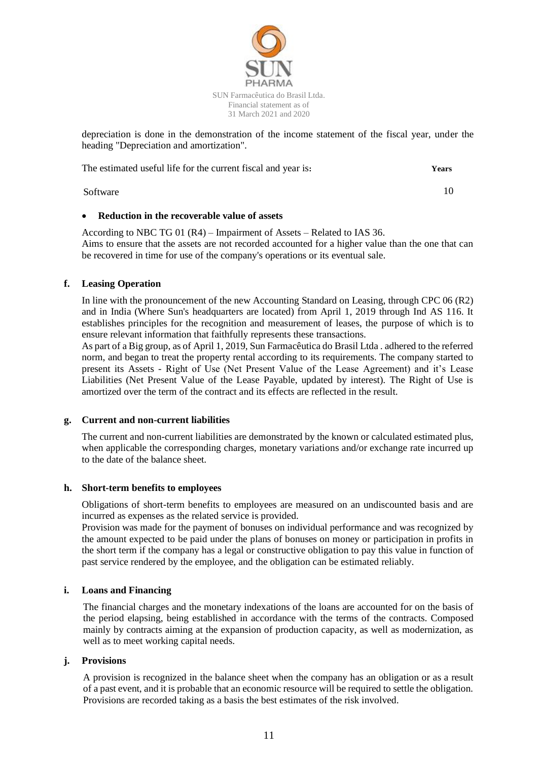depreciation is done in the demonstration of the income statement of the fiscal year, under the heading "Depreciation and amortization".

| The estimated useful life for the current fiscal and year is: | Years |
|---|---|
| Software | 10 |

- **Reduction in the recoverable value of assets**

According to NBC TG 01 (R4) – Impairment of Assets – Related to IAS 36.
Aims to ensure that the assets are not recorded accounted for a higher value than the one that can be recovered in time for use of the company's operations or its eventual sale.

**f. Leasing Operation**

In line with the pronouncement of the new Accounting Standard on Leasing, through CPC 06 (R2) and in India (Where Sun's headquarters are located) from April 1, 2019 through Ind AS 116. It establishes principles for the recognition and measurement of leases, the purpose of which is to ensure relevant information that faithfully represents these transactions.
As part of a Big group, as of April 1, 2019, Sun Farmacêutica do Brasil Ltda . adhered to the referred norm, and began to treat the property rental according to its requirements. The company started to present its Assets - Right of Use (Net Present Value of the Lease Agreement) and it's Lease Liabilities (Net Present Value of the Lease Payable, updated by interest). The Right of Use is amortized over the term of the contract and its effects are reflected in the result.

**g. Current and non-current liabilities**

The current and non-current liabilities are demonstrated by the known or calculated estimated plus, when applicable the corresponding charges, monetary variations and/or exchange rate incurred up to the date of the balance sheet.

**h. Short-term benefits to employees**

Obligations of short-term benefits to employees are measured on an undiscounted basis and are incurred as expenses as the related service is provided.
Provision was made for the payment of bonuses on individual performance and was recognized by the amount expected to be paid under the plans of bonuses on money or participation in profits in the short term if the company has a legal or constructive obligation to pay this value in function of past service rendered by the employee, and the obligation can be estimated reliably.

**i. Loans and Financing**

The financial charges and the monetary indexations of the loans are accounted for on the basis of the period elapsing, being established in accordance with the terms of the contracts. Composed mainly by contracts aiming at the expansion of production capacity, as well as modernization, as well as to meet working capital needs.

**j. Provisions**

A provision is recognized in the balance sheet when the company has an obligation or as a result of a past event, and it is probable that an economic resource will be required to settle the obligation. Provisions are recorded taking as a basis the best estimates of the risk involved.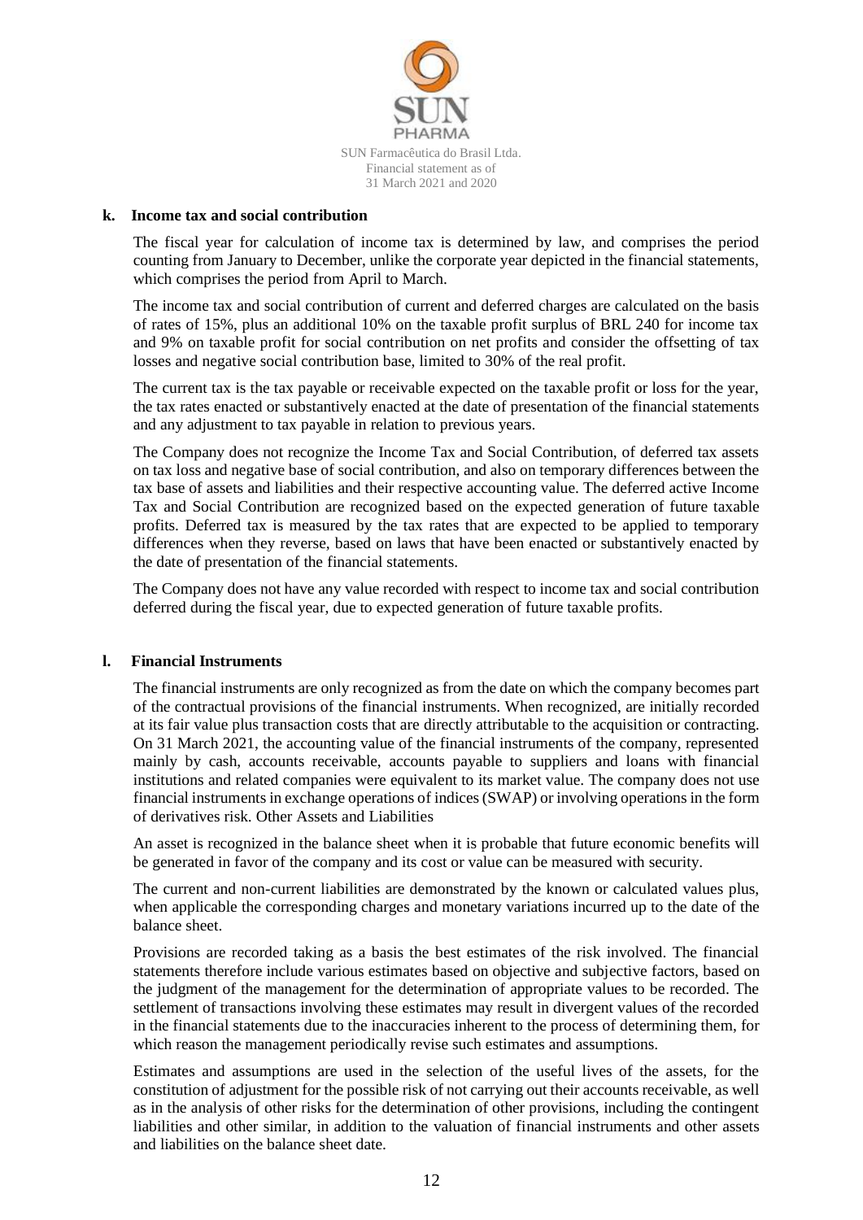## k. Income tax and social contribution

The fiscal year for calculation of income tax is determined by law, and comprises the period counting from January to December, unlike the corporate year depicted in the financial statements, which comprises the period from April to March.

The income tax and social contribution of current and deferred charges are calculated on the basis of rates of 15%, plus an additional 10% on the taxable profit surplus of BRL 240 for income tax and 9% on taxable profit for social contribution on net profits and consider the offsetting of tax losses and negative social contribution base, limited to 30% of the real profit.

The current tax is the tax payable or receivable expected on the taxable profit or loss for the year, the tax rates enacted or substantively enacted at the date of presentation of the financial statements and any adjustment to tax payable in relation to previous years.

The Company does not recognize the Income Tax and Social Contribution, of deferred tax assets on tax loss and negative base of social contribution, and also on temporary differences between the tax base of assets and liabilities and their respective accounting value. The deferred active Income Tax and Social Contribution are recognized based on the expected generation of future taxable profits. Deferred tax is measured by the tax rates that are expected to be applied to temporary differences when they reverse, based on laws that have been enacted or substantively enacted by the date of presentation of the financial statements.

The Company does not have any value recorded with respect to income tax and social contribution deferred during the fiscal year, due to expected generation of future taxable profits.

## l. Financial Instruments

The financial instruments are only recognized as from the date on which the company becomes part of the contractual provisions of the financial instruments. When recognized, are initially recorded at its fair value plus transaction costs that are directly attributable to the acquisition or contracting. On 31 March 2021, the accounting value of the financial instruments of the company, represented mainly by cash, accounts receivable, accounts payable to suppliers and loans with financial institutions and related companies were equivalent to its market value. The company does not use financial instruments in exchange operations of indices (SWAP) or involving operations in the form of derivatives risk. Other Assets and Liabilities

An asset is recognized in the balance sheet when it is probable that future economic benefits will be generated in favor of the company and its cost or value can be measured with security.

The current and non-current liabilities are demonstrated by the known or calculated values plus, when applicable the corresponding charges and monetary variations incurred up to the date of the balance sheet.

Provisions are recorded taking as a basis the best estimates of the risk involved. The financial statements therefore include various estimates based on objective and subjective factors, based on the judgment of the management for the determination of appropriate values to be recorded. The settlement of transactions involving these estimates may result in divergent values of the recorded in the financial statements due to the inaccuracies inherent to the process of determining them, for which reason the management periodically revise such estimates and assumptions.

Estimates and assumptions are used in the selection of the useful lives of the assets, for the constitution of adjustment for the possible risk of not carrying out their accounts receivable, as well as in the analysis of other risks for the determination of other provisions, including the contingent liabilities and other similar, in addition to the valuation of financial instruments and other assets and liabilities on the balance sheet date.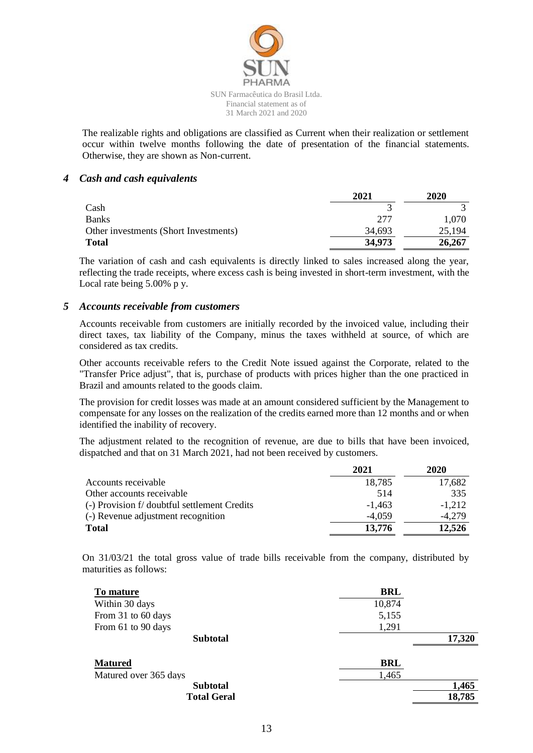The realizable rights and obligations are classified as Current when their realization or settlement occur within twelve months following the date of presentation of the financial statements. Otherwise, they are shown as Non-current.

## 4 *Cash and cash equivalents*

| | 2021 | 2020 |
|---|---|---|
| Cash | 3 | 3 |
| Banks | 277 | 1,070 |
| Other investments (Short Investments) | 34,693 | 25,194 |
| **Total** | **34,973** | **26,267** |

The variation of cash and cash equivalents is directly linked to sales increased along the year, reflecting the trade receipts, where excess cash is being invested in short-term investment, with the Local rate being 5.00% p y.

## 5 *Accounts receivable from customers*

Accounts receivable from customers are initially recorded by the invoiced value, including their direct taxes, tax liability of the Company, minus the taxes withheld at source, of which are considered as tax credits.

Other accounts receivable refers to the Credit Note issued against the Corporate, related to the "Transfer Price adjust", that is, purchase of products with prices higher than the one practiced in Brazil and amounts related to the goods claim.

The provision for credit losses was made at an amount considered sufficient by the Management to compensate for any losses on the realization of the credits earned more than 12 months and or when identified the inability of recovery.

The adjustment related to the recognition of revenue, are due to bills that have been invoiced, dispatched and that on 31 March 2021, had not been received by customers.

| | 2021 | 2020 |
|---|---|---|
| Accounts receivable | 18,785 | 17,682 |
| Other accounts receivable | 514 | 335 |
| (-) Provision f/ doubtful settlement Credits | -1,463 | -1,212 |
| (-) Revenue adjustment recognition | -4,059 | -4,279 |
| **Total** | **13,776** | **12,526** |

On 31/03/21 the total gross value of trade bills receivable from the company, distributed by maturities as follows:

| **To mature** | **BRL** | |
|---|---|---|
| Within 30 days | 10,874 | |
| From 31 to 60 days | 5,155 | |
| From 61 to 90 days | 1,291 | |
| **Subtotal** | | **17,320** |
| | | |
| **Matured** | **BRL** | |
| Matured over 365 days | 1,465 | |
| **Subtotal** | | **1,465** |
| **Total Geral** | | **18,785** |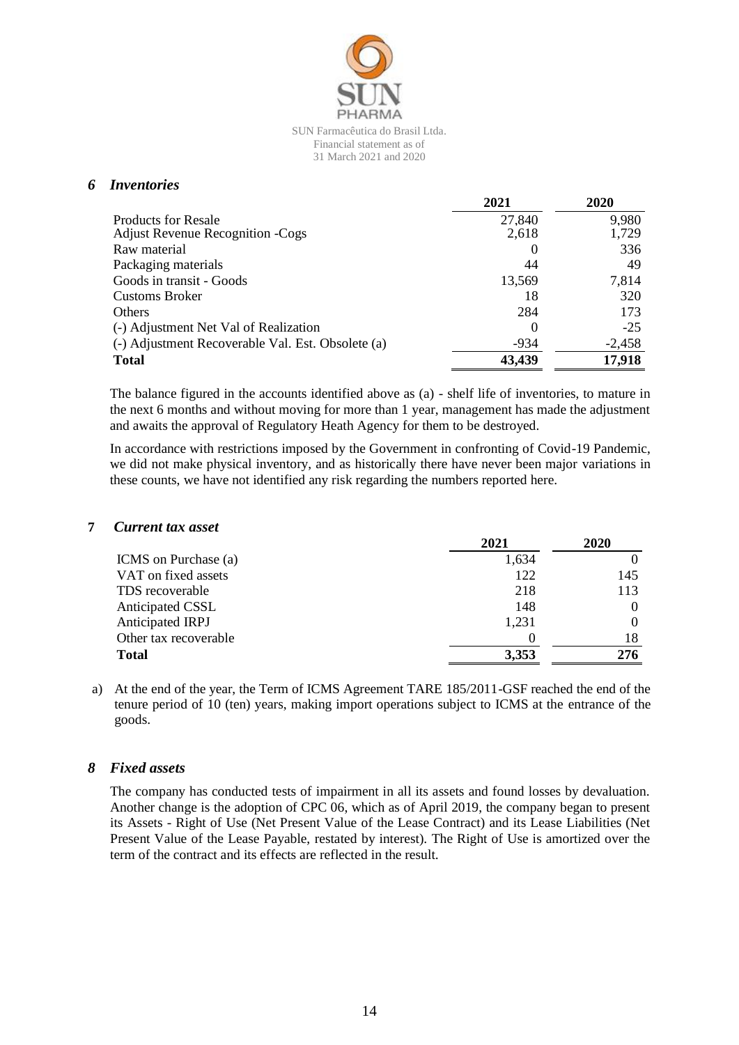## *6 Inventories*

| | 2021 | 2020 |
|---|---|---|
| Products for Resale | 27,840 | 9,980 |
| Adjust Revenue Recognition -Cogs | 2,618 | 1,729 |
| Raw material | 0 | 336 |
| Packaging materials | 44 | 49 |
| Goods in transit - Goods | 13,569 | 7,814 |
| Customs Broker | 18 | 320 |
| Others | 284 | 173 |
| (-) Adjustment Net Val of Realization | 0 | -25 |
| (-) Adjustment Recoverable Val. Est. Obsolete (a) | -934 | -2,458 |
| **Total** | **43,439** | **17,918** |

The balance figured in the accounts identified above as (a) - shelf life of inventories, to mature in the next 6 months and without moving for more than 1 year, management has made the adjustment and awaits the approval of Regulatory Heath Agency for them to be destroyed.

In accordance with restrictions imposed by the Government in confronting of Covid-19 Pandemic, we did not make physical inventory, and as historically there have never been major variations in these counts, we have not identified any risk regarding the numbers reported here.

## 7 *Current tax asset*

| | 2021 | 2020 |
|---|---|---|
| ICMS on Purchase (a) | 1,634 | 0 |
| VAT on fixed assets | 122 | 145 |
| TDS recoverable | 218 | 113 |
| Anticipated CSSL | 148 | 0 |
| Anticipated IRPJ | 1,231 | 0 |
| Other tax recoverable | 0 | 18 |
| **Total** | **3,353** | **276** |

a) At the end of the year, the Term of ICMS Agreement TARE 185/2011-GSF reached the end of the tenure period of 10 (ten) years, making import operations subject to ICMS at the entrance of the goods.

## *8 Fixed assets*

The company has conducted tests of impairment in all its assets and found losses by devaluation. Another change is the adoption of CPC 06, which as of April 2019, the company began to present its Assets - Right of Use (Net Present Value of the Lease Contract) and its Lease Liabilities (Net Present Value of the Lease Payable, restated by interest). The Right of Use is amortized over the term of the contract and its effects are reflected in the result.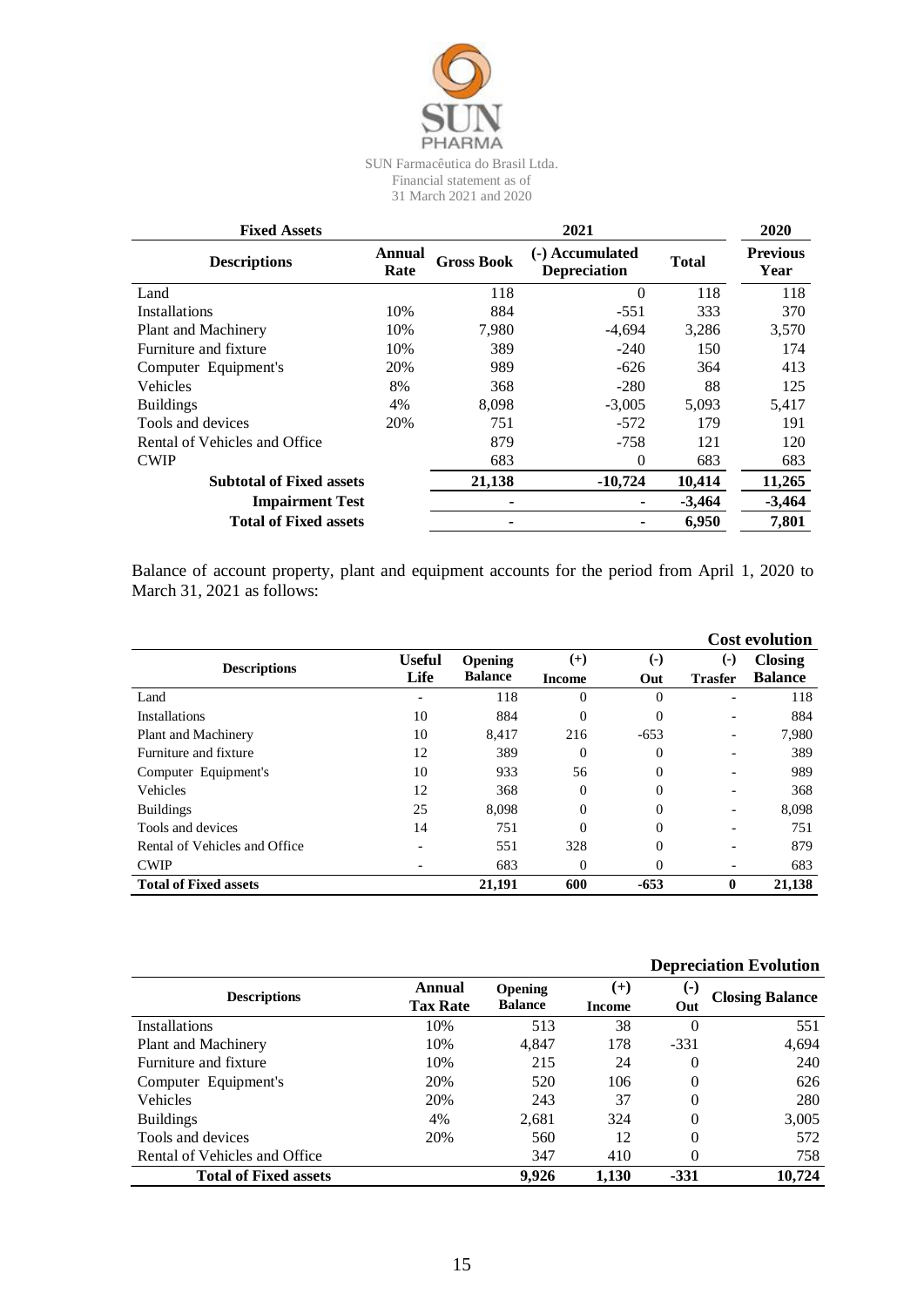SUN Farmacêutica do Brasil Ltda.
Financial statement as of
31 March 2021 and 2020

| Fixed Assets | | 2021 | | | 2020 |
|---|---|---|---|---|---|
| **Descriptions** | **Annual Rate** | **Gross Book** | **(-) Accumulated Depreciation** | **Total** | **Previous Year** |
| Land | | 118 | 0 | 118 | 118 |
| Installations | 10% | 884 | -551 | 333 | 370 |
| Plant and Machinery | 10% | 7,980 | -4,694 | 3,286 | 3,570 |
| Furniture and fixture | 10% | 389 | -240 | 150 | 174 |
| Computer Equipment's | 20% | 989 | -626 | 364 | 413 |
| Vehicles | 8% | 368 | -280 | 88 | 125 |
| Buildings | 4% | 8,098 | -3,005 | 5,093 | 5,417 |
| Tools and devices | 20% | 751 | -572 | 179 | 191 |
| Rental of Vehicles and Office | | 879 | -758 | 121 | 120 |
| CWIP | | 683 | 0 | 683 | 683 |
| **Subtotal of Fixed assets** | | **21,138** | **-10,724** | **10,414** | **11,265** |
| **Impairment Test** | | - | - | **-3,464** | **-3,464** |
| **Total of Fixed assets** | | - | - | **6,950** | **7,801** |

Balance of account property, plant and equipment accounts for the period from April 1, 2020 to March 31, 2021 as follows:

**Cost evolution**

| Descriptions | Useful Life | Opening Balance | (+) Income | (-) Out | (-) Trasfer | Closing Balance |
|---|---|---|---|---|---|---|
| Land | - | 118 | 0 | 0 | - | 118 |
| Installations | 10 | 884 | 0 | 0 | - | 884 |
| Plant and Machinery | 10 | 8,417 | 216 | -653 | - | 7,980 |
| Furniture and fixture | 12 | 389 | 0 | 0 | - | 389 |
| Computer Equipment's | 10 | 933 | 56 | 0 | - | 989 |
| Vehicles | 12 | 368 | 0 | 0 | - | 368 |
| Buildings | 25 | 8,098 | 0 | 0 | - | 8,098 |
| Tools and devices | 14 | 751 | 0 | 0 | - | 751 |
| Rental of Vehicles and Office | - | 551 | 328 | 0 | - | 879 |
| CWIP | - | 683 | 0 | 0 | - | 683 |
| **Total of Fixed assets** | | **21,191** | **600** | **-653** | **0** | **21,138** |

**Depreciation Evolution**

| Descriptions | Annual Tax Rate | Opening Balance | (+) Income | (-) Out | Closing Balance |
|---|---|---|---|---|---|
| Installations | 10% | 513 | 38 | 0 | 551 |
| Plant and Machinery | 10% | 4,847 | 178 | -331 | 4,694 |
| Furniture and fixture | 10% | 215 | 24 | 0 | 240 |
| Computer Equipment's | 20% | 520 | 106 | 0 | 626 |
| Vehicles | 20% | 243 | 37 | 0 | 280 |
| Buildings | 4% | 2,681 | 324 | 0 | 3,005 |
| Tools and devices | 20% | 560 | 12 | 0 | 572 |
| Rental of Vehicles and Office | | 347 | 410 | 0 | 758 |
| **Total of Fixed assets** | | **9,926** | **1,130** | **-331** | **10,724** |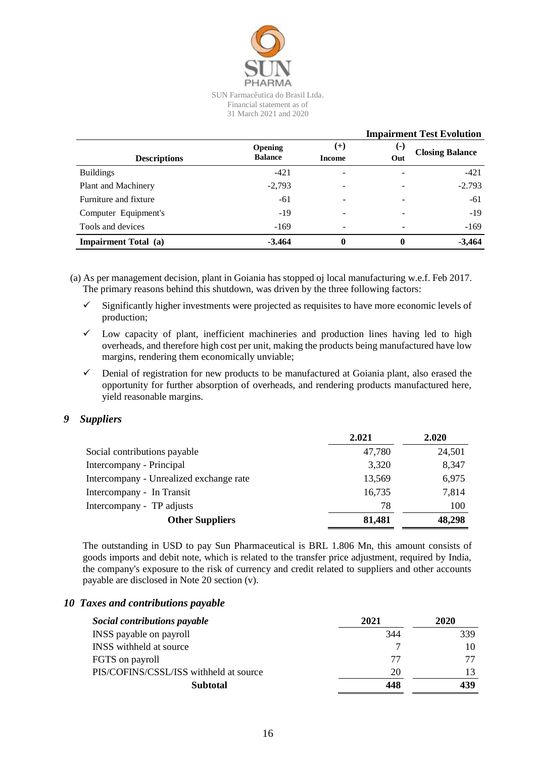**Impairment Test Evolution**

| Descriptions | Opening Balance | (+) Income | (-) Out | Closing Balance |
|---|---|---|---|---|
| Buildings | -421 | - | - | -421 |
| Plant and Machinery | -2,793 | - | - | -2.793 |
| Furniture and fixture | -61 | - | - | -61 |
| Computer Equipment's | -19 | - | - | -19 |
| Tools and devices | -169 | - | - | -169 |
| **Impairment Total (a)** | **-3.464** | **0** | **0** | **-3,464** |

(a) As per management decision, plant in Goiania has stopped oj local manufacturing w.e.f. Feb 2017. The primary reasons behind this shutdown, was driven by the three following factors:

- ✓ Significantly higher investments were projected as requisites to have more economic levels of production;
- ✓ Low capacity of plant, inefficient machineries and production lines having led to high overheads, and therefore high cost per unit, making the products being manufactured have low margins, rendering them economically unviable;
- ✓ Denial of registration for new products to be manufactured at Goiania plant, also erased the opportunity for further absorption of overheads, and rendering products manufactured here, yield reasonable margins.

## 9 *Suppliers*

| | 2.021 | 2.020 |
|---|---|---|
| Social contributions payable | 47,780 | 24,501 |
| Intercompany - Principal | 3,320 | 8,347 |
| Intercompany - Unrealized exchange rate | 13,569 | 6,975 |
| Intercompany - In Transit | 16,735 | 7,814 |
| Intercompany - TP adjusts | 78 | 100 |
| **Other Suppliers** | **81,481** | **48,298** |

The outstanding in USD to pay Sun Pharmaceutical is BRL 1.806 Mn, this amount consists of goods imports and debit note, which is related to the transfer price adjustment, required by India, the company's exposure to the risk of currency and credit related to suppliers and other accounts payable are disclosed in Note 20 section (v).

## 10 *Taxes and contributions payable*

| *Social contributions payable* | 2021 | 2020 |
|---|---|---|
| INSS payable on payroll | 344 | 339 |
| INSS withheld at source | 7 | 10 |
| FGTS on payroll | 77 | 77 |
| PIS/COFINS/CSSL/ISS withheld at source | 20 | 13 |
| **Subtotal** | **448** | **439** |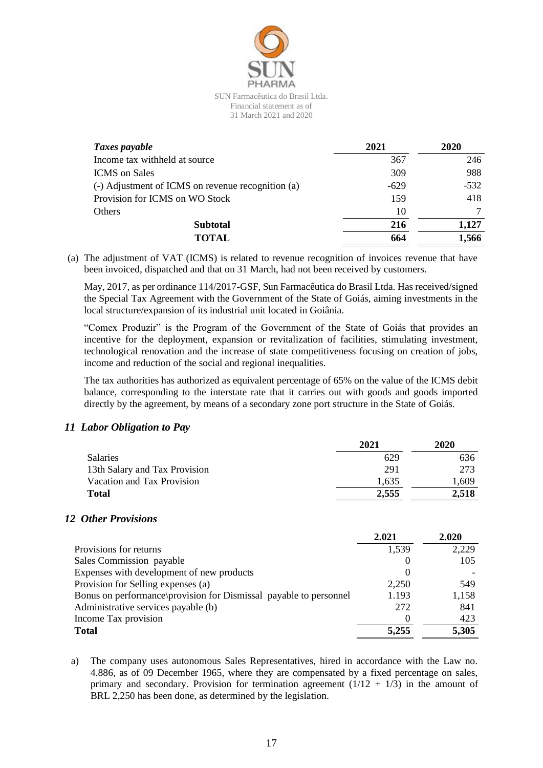| *Taxes payable* | 2021 | 2020 |
|---|---|---|
| Income tax withheld at source | 367 | 246 |
| ICMS on Sales | 309 | 988 |
| (-) Adjustment of ICMS on revenue recognition (a) | -629 | -532 |
| Provision for ICMS on WO Stock | 159 | 418 |
| Others | 10 | 7 |
| **Subtotal** | **216** | **1,127** |
| **TOTAL** | **664** | **1,566** |

(a) The adjustment of VAT (ICMS) is related to revenue recognition of invoices revenue that have been invoiced, dispatched and that on 31 March, had not been received by customers.

May, 2017, as per ordinance 114/2017-GSF, Sun Farmacêutica do Brasil Ltda. Has received/signed the Special Tax Agreement with the Government of the State of Goiás, aiming investments in the local structure/expansion of its industrial unit located in Goiânia.

"Comex Produzir" is the Program of the Government of the State of Goiás that provides an incentive for the deployment, expansion or revitalization of facilities, stimulating investment, technological renovation and the increase of state competitiveness focusing on creation of jobs, income and reduction of the social and regional inequalities.

The tax authorities has authorized as equivalent percentage of 65% on the value of the ICMS debit balance, corresponding to the interstate rate that it carries out with goods and goods imported directly by the agreement, by means of a secondary zone port structure in the State of Goiás.

## *11 Labor Obligation to Pay*

| | 2021 | 2020 |
|---|---|---|
| Salaries | 629 | 636 |
| 13th Salary and Tax Provision | 291 | 273 |
| Vacation and Tax Provision | 1,635 | 1,609 |
| **Total** | **2,555** | **2,518** |

## *12 Other Provisions*

| | 2.021 | 2.020 |
|---|---|---|
| Provisions for returns | 1,539 | 2,229 |
| Sales Commission payable | 0 | 105 |
| Expenses with development of new products | 0 | - |
| Provision for Selling expenses (a) | 2,250 | 549 |
| Bonus on performance\provision for Dismissal payable to personnel | 1.193 | 1,158 |
| Administrative services payable (b) | 272 | 841 |
| Income Tax provision | 0 | 423 |
| **Total** | **5,255** | **5,305** |

a) The company uses autonomous Sales Representatives, hired in accordance with the Law no. 4.886, as of 09 December 1965, where they are compensated by a fixed percentage on sales, primary and secondary. Provision for termination agreement $(1/12 + 1/3)$ in the amount of BRL 2,250 has been done, as determined by the legislation.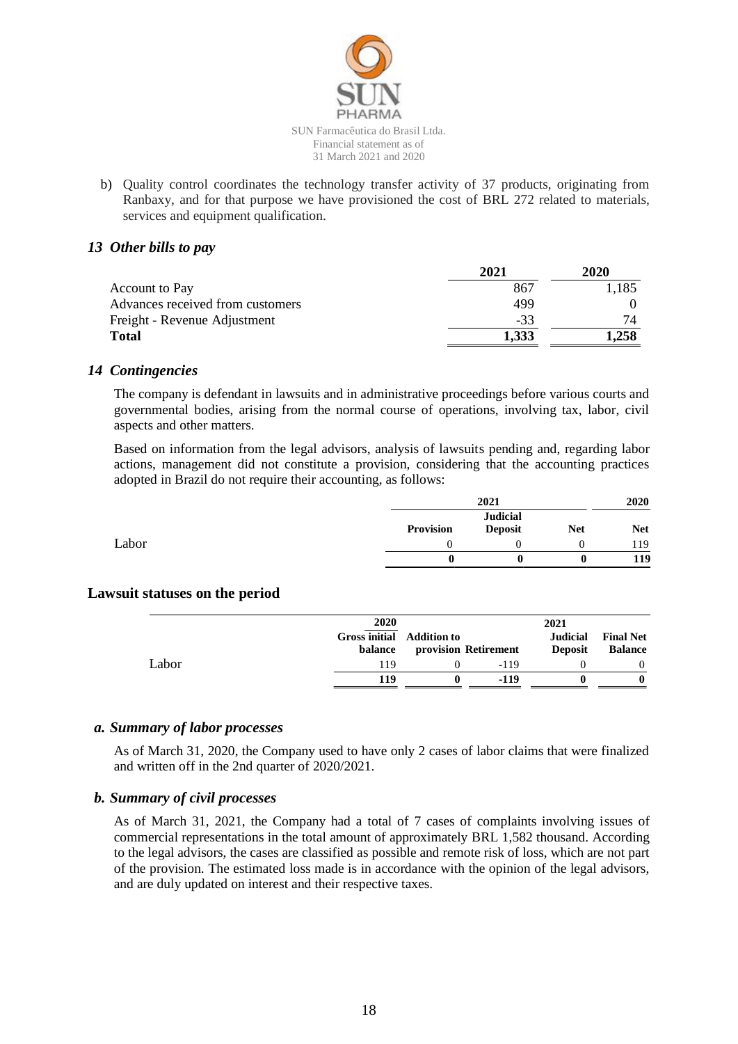b) Quality control coordinates the technology transfer activity of 37 products, originating from Ranbaxy, and for that purpose we have provisioned the cost of BRL 272 related to materials, services and equipment qualification.

## *13 Other bills to pay*

| | 2021 | 2020 |
|---|---|---|
| Account to Pay | 867 | 1,185 |
| Advances received from customers | 499 | 0 |
| Freight - Revenue Adjustment | -33 | 74 |
| **Total** | **1,333** | **1,258** |

## *14 Contingencies*

The company is defendant in lawsuits and in administrative proceedings before various courts and governmental bodies, arising from the normal course of operations, involving tax, labor, civil aspects and other matters.

Based on information from the legal advisors, analysis of lawsuits pending and, regarding labor actions, management did not constitute a provision, considering that the accounting practices adopted in Brazil do not require their accounting, as follows:

| | 2021 | | | 2020 |
|---|---|---|---|---|
| | **Provision** | **Judicial Deposit** | **Net** | **Net** |
| Labor | 0 | 0 | 0 | 119 |
| | **0** | **0** | **0** | **119** |

### Lawsuit statuses on the period

| | 2020 | | | 2021 | |
|---|---|---|---|---|---|
| | **Gross initial balance** | **Addition to provision** | **Retirement** | **Judicial Deposit** | **Final Net Balance** |
| Labor | 119 | 0 | -119 | 0 | 0 |
| | **119** | **0** | **-119** | **0** | **0** |

### *a. Summary of labor processes*

As of March 31, 2020, the Company used to have only 2 cases of labor claims that were finalized and written off in the 2nd quarter of 2020/2021.

### *b. Summary of civil processes*

As of March 31, 2021, the Company had a total of 7 cases of complaints involving issues of commercial representations in the total amount of approximately BRL 1,582 thousand. According to the legal advisors, the cases are classified as possible and remote risk of loss, which are not part of the provision. The estimated loss made is in accordance with the opinion of the legal advisors, and are duly updated on interest and their respective taxes.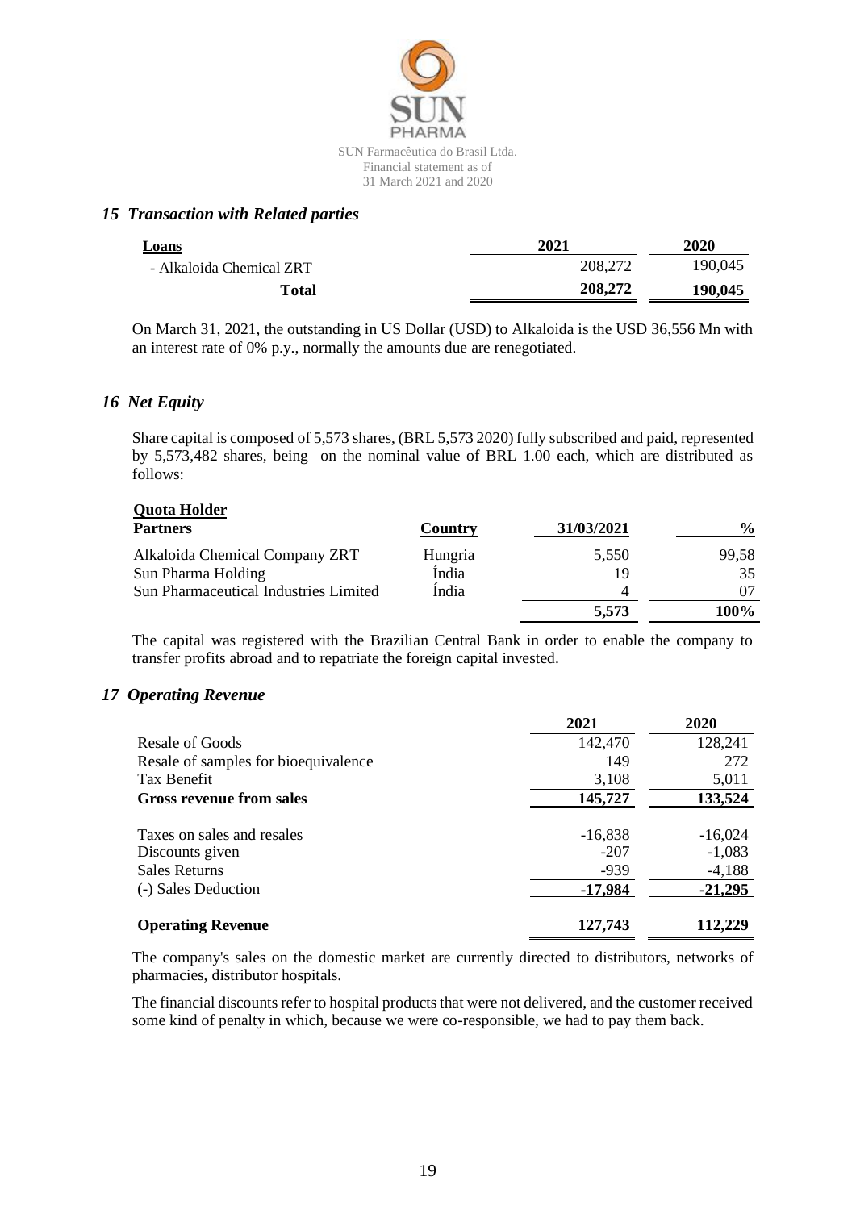## *15 Transaction with Related parties*

| Loans | 2021 | 2020 |
|---|---|---|
| - Alkaloida Chemical ZRT | 208,272 | 190,045 |
| **Total** | **208,272** | **190,045** |

On March 31, 2021, the outstanding in US Dollar (USD) to Alkaloida is the USD 36,556 Mn with an interest rate of 0% p.y., normally the amounts due are renegotiated.

## *16 Net Equity*

Share capital is composed of 5,573 shares, (BRL 5,573 2020) fully subscribed and paid, represented by 5,573,482 shares, being on the nominal value of BRL 1.00 each, which are distributed as follows:

**Quota Holder**

| Partners | Country | 31/03/2021 | % |
|---|---|---|---|
| Alkaloida Chemical Company ZRT | Hungria | 5,550 | 99,58 |
| Sun Pharma Holding | Índia | 19 | 35 |
| Sun Pharmaceutical Industries Limited | Índia | 4 | 07 |
| | | **5,573** | **100%** |

The capital was registered with the Brazilian Central Bank in order to enable the company to transfer profits abroad and to repatriate the foreign capital invested.

## *17 Operating Revenue*

| | 2021 | 2020 |
|---|---|---|
| Resale of Goods | 142,470 | 128,241 |
| Resale of samples for bioequivalence | 149 | 272 |
| Tax Benefit | 3,108 | 5,011 |
| **Gross revenue from sales** | **145,727** | **133,524** |
| | | |
| Taxes on sales and resales | -16,838 | -16,024 |
| Discounts given | -207 | -1,083 |
| Sales Returns | -939 | -4,188 |
| (-) Sales Deduction | **-17,984** | **-21,295** |
| | | |
| **Operating Revenue** | **127,743** | **112,229** |

The company's sales on the domestic market are currently directed to distributors, networks of pharmacies, distributor hospitals.

The financial discounts refer to hospital products that were not delivered, and the customer received some kind of penalty in which, because we were co-responsible, we had to pay them back.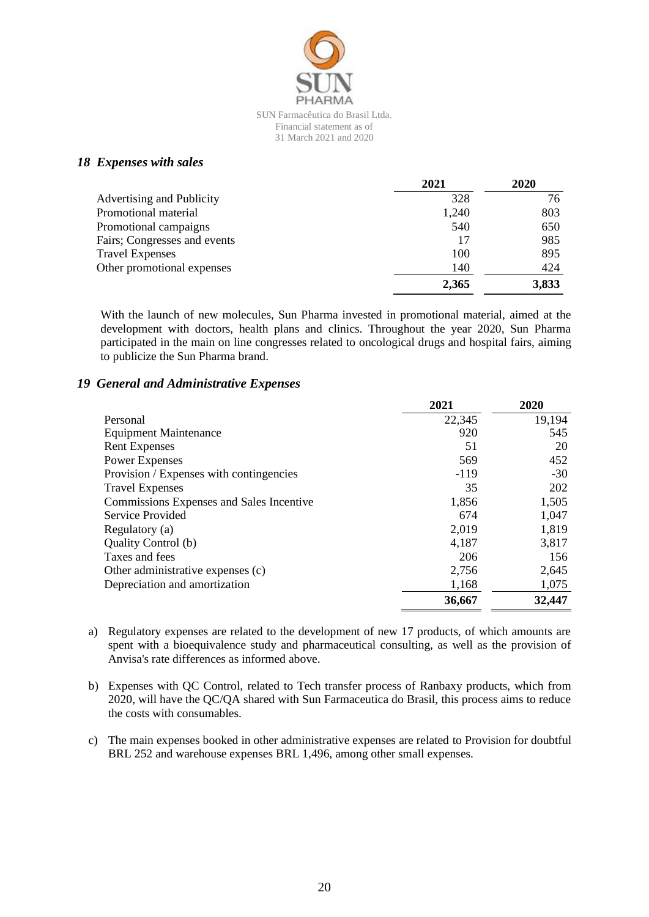## *18 Expenses with sales*

| | 2021 | 2020 |
|---|---|---|
| Advertising and Publicity | 328 | 76 |
| Promotional material | 1,240 | 803 |
| Promotional campaigns | 540 | 650 |
| Fairs; Congresses and events | 17 | 985 |
| Travel Expenses | 100 | 895 |
| Other promotional expenses | 140 | 424 |
| | **2,365** | **3,833** |

With the launch of new molecules, Sun Pharma invested in promotional material, aimed at the development with doctors, health plans and clinics. Throughout the year 2020, Sun Pharma participated in the main on line congresses related to oncological drugs and hospital fairs, aiming to publicize the Sun Pharma brand.

## *19 General and Administrative Expenses*

| | 2021 | 2020 |
|---|---|---|
| Personal | 22,345 | 19,194 |
| Equipment Maintenance | 920 | 545 |
| Rent Expenses | 51 | 20 |
| Power Expenses | 569 | 452 |
| Provision / Expenses with contingencies | -119 | -30 |
| Travel Expenses | 35 | 202 |
| Commissions Expenses and Sales Incentive | 1,856 | 1,505 |
| Service Provided | 674 | 1,047 |
| Regulatory (a) | 2,019 | 1,819 |
| Quality Control (b) | 4,187 | 3,817 |
| Taxes and fees | 206 | 156 |
| Other administrative expenses (c) | 2,756 | 2,645 |
| Depreciation and amortization | 1,168 | 1,075 |
| | **36,667** | **32,447** |

a) Regulatory expenses are related to the development of new 17 products, of which amounts are spent with a bioequivalence study and pharmaceutical consulting, as well as the provision of Anvisa's rate differences as informed above.

b) Expenses with QC Control, related to Tech transfer process of Ranbaxy products, which from 2020, will have the QC/QA shared with Sun Farmaceutica do Brasil, this process aims to reduce the costs with consumables.

c) The main expenses booked in other administrative expenses are related to Provision for doubtful BRL 252 and warehouse expenses BRL 1,496, among other small expenses.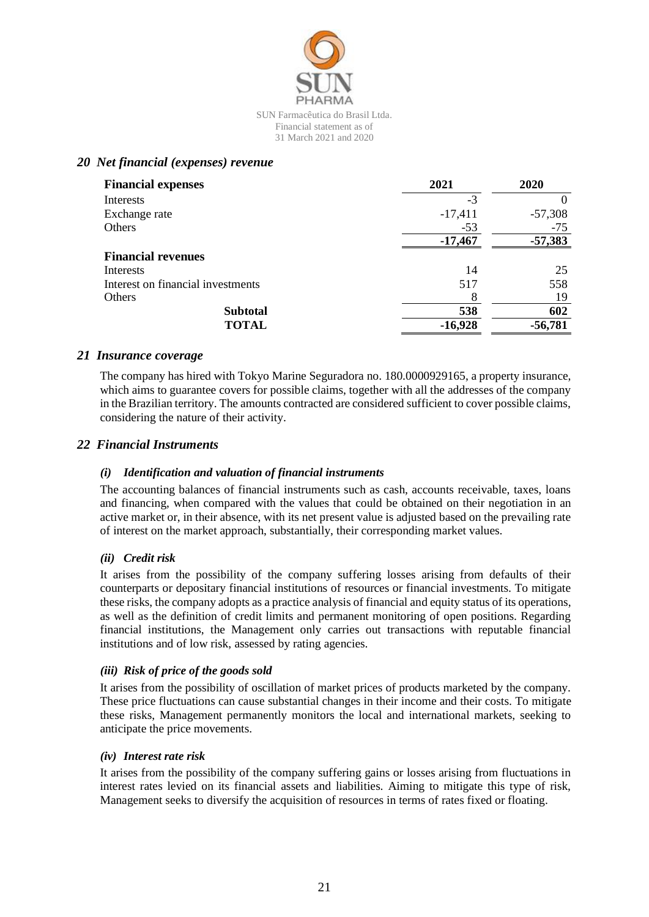## 20 Net financial (expenses) revenue

| **Financial expenses** | **2021** | **2020** |
|---|---|---|
| Interests | -3 | 0 |
| Exchange rate | -17,411 | -57,308 |
| Others | -53 | -75 |
| | **-17,467** | **-57,383** |
| **Financial revenues** | | |
| Interests | 14 | 25 |
| Interest on financial investments | 517 | 558 |
| Others | 8 | 19 |
| **Subtotal** | **538** | **602** |
| **TOTAL** | **-16,928** | **-56,781** |

## 21 Insurance coverage

The company has hired with Tokyo Marine Seguradora no. 180.0000929165, a property insurance, which aims to guarantee covers for possible claims, together with all the addresses of the company in the Brazilian territory. The amounts contracted are considered sufficient to cover possible claims, considering the nature of their activity.

## 22 Financial Instruments

### *(i) Identification and valuation of financial instruments*

The accounting balances of financial instruments such as cash, accounts receivable, taxes, loans and financing, when compared with the values that could be obtained on their negotiation in an active market or, in their absence, with its net present value is adjusted based on the prevailing rate of interest on the market approach, substantially, their corresponding market values.

### *(ii) Credit risk*

It arises from the possibility of the company suffering losses arising from defaults of their counterparts or depositary financial institutions of resources or financial investments. To mitigate these risks, the company adopts as a practice analysis of financial and equity status of its operations, as well as the definition of credit limits and permanent monitoring of open positions. Regarding financial institutions, the Management only carries out transactions with reputable financial institutions and of low risk, assessed by rating agencies.

### *(iii) Risk of price of the goods sold*

It arises from the possibility of oscillation of market prices of products marketed by the company. These price fluctuations can cause substantial changes in their income and their costs. To mitigate these risks, Management permanently monitors the local and international markets, seeking to anticipate the price movements.

### *(iv) Interest rate risk*

It arises from the possibility of the company suffering gains or losses arising from fluctuations in interest rates levied on its financial assets and liabilities. Aiming to mitigate this type of risk, Management seeks to diversify the acquisition of resources in terms of rates fixed or floating.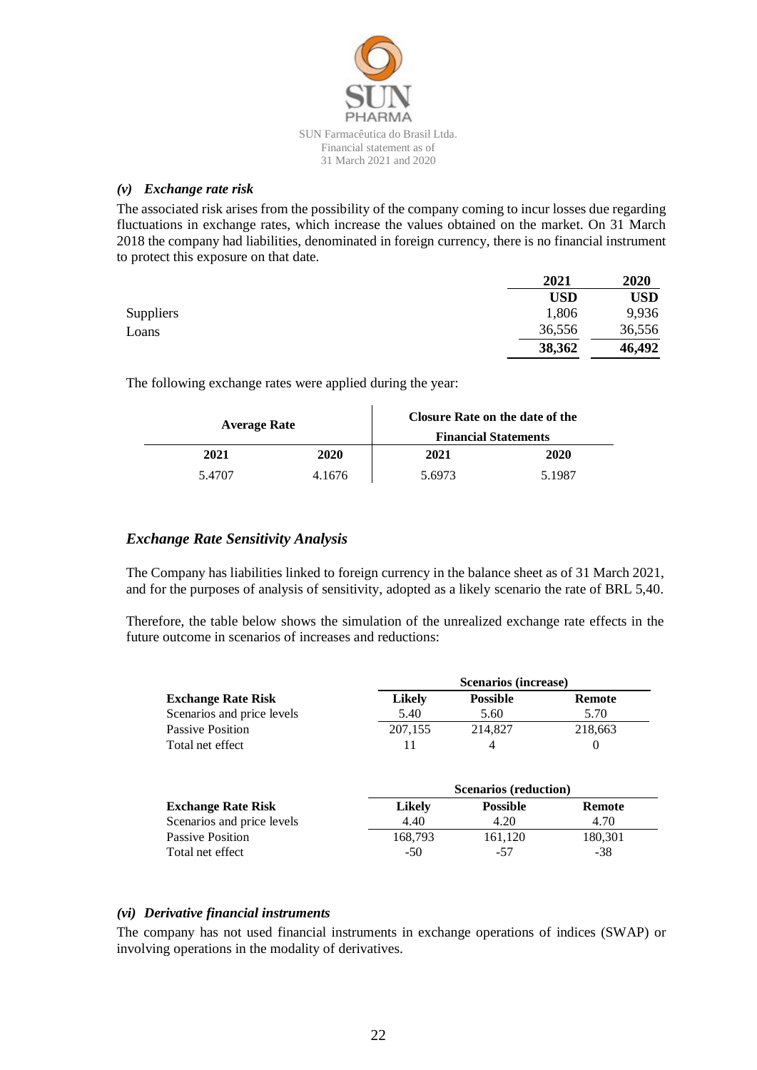### *(v) Exchange rate risk*

The associated risk arises from the possibility of the company coming to incur losses due regarding fluctuations in exchange rates, which increase the values obtained on the market. On 31 March 2018 the company had liabilities, denominated in foreign currency, there is no financial instrument to protect this exposure on that date.

| | 2021 | 2020 |
|---|---|---|
| | **USD** | **USD** |
| Suppliers | 1,806 | 9,936 |
| Loans | 36,556 | 36,556 |
| | **38,362** | **46,492** |

The following exchange rates were applied during the year:

| Average Rate | | Closure Rate on the date of the Financial Statements | |
|---|---|---|---|
| **2021** | **2020** | **2021** | **2020** |
| 5.4707 | 4.1676 | 5.6973 | 5.1987 |

## *Exchange Rate Sensitivity Analysis*

The Company has liabilities linked to foreign currency in the balance sheet as of 31 March 2021, and for the purposes of analysis of sensitivity, adopted as a likely scenario the rate of BRL 5,40.

Therefore, the table below shows the simulation of the unrealized exchange rate effects in the future outcome in scenarios of increases and reductions:

| | Scenarios (increase) | | |
|---|---|---|---|
| **Exchange Rate Risk** | **Likely** | **Possible** | **Remote** |
| Scenarios and price levels | 5.40 | 5.60 | 5.70 |
| Passive Position | 207,155 | 214,827 | 218,663 |
| Total net effect | 11 | 4 | 0 |

| | Scenarios (reduction) | | |
|---|---|---|---|
| **Exchange Rate Risk** | **Likely** | **Possible** | **Remote** |
| Scenarios and price levels | 4.40 | 4.20 | 4.70 |
| Passive Position | 168,793 | 161,120 | 180,301 |
| Total net effect | -50 | -57 | -38 |

### *(vi) Derivative financial instruments*

The company has not used financial instruments in exchange operations of indices (SWAP) or involving operations in the modality of derivatives.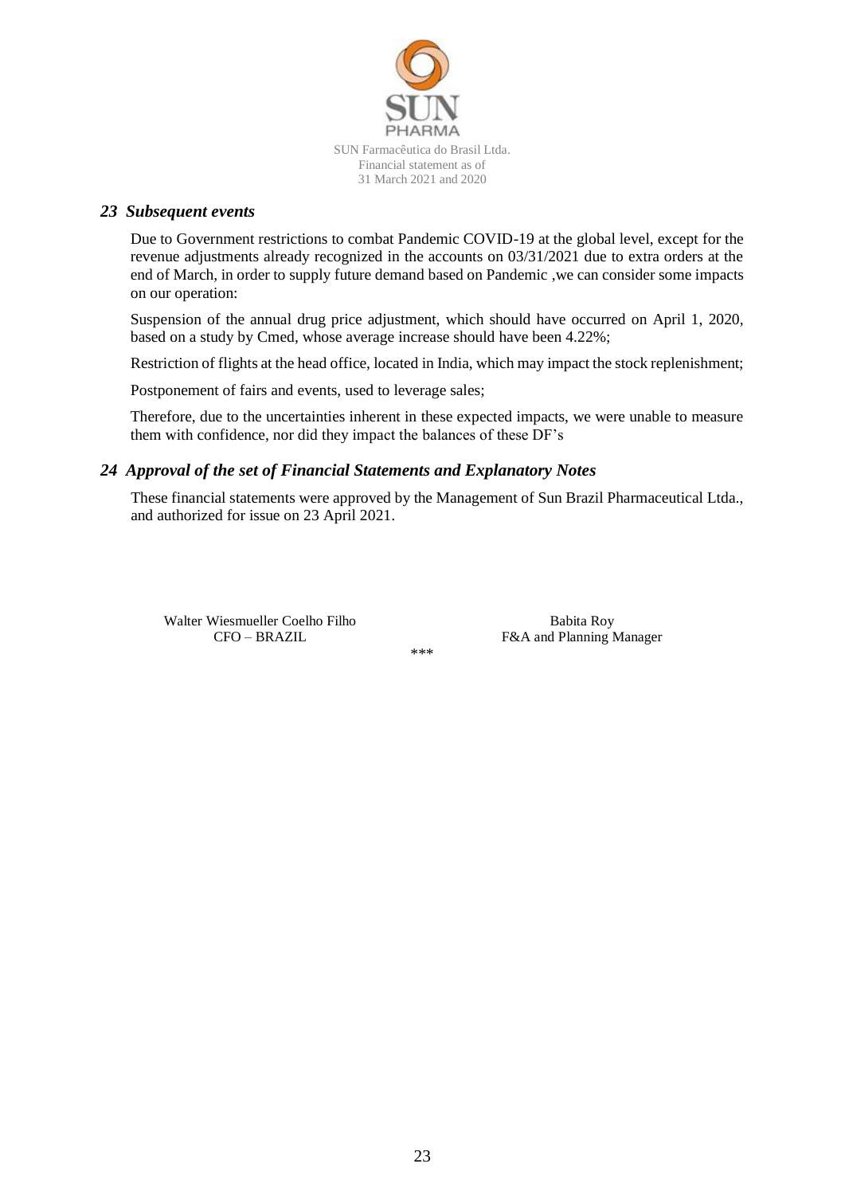## *23 Subsequent events*

Due to Government restrictions to combat Pandemic COVID-19 at the global level, except for the revenue adjustments already recognized in the accounts on 03/31/2021 due to extra orders at the end of March, in order to supply future demand based on Pandemic ,we can consider some impacts on our operation:

Suspension of the annual drug price adjustment, which should have occurred on April 1, 2020, based on a study by Cmed, whose average increase should have been 4.22%;

Restriction of flights at the head office, located in India, which may impact the stock replenishment;

Postponement of fairs and events, used to leverage sales;

Therefore, due to the uncertainties inherent in these expected impacts, we were unable to measure them with confidence, nor did they impact the balances of these DF's

## *24 Approval of the set of Financial Statements and Explanatory Notes*

These financial statements were approved by the Management of Sun Brazil Pharmaceutical Ltda., and authorized for issue on 23 April 2021.

Walter Wiesmueller Coelho Filho
CFO – BRAZIL

Babita Roy
F&A and Planning Manager

***